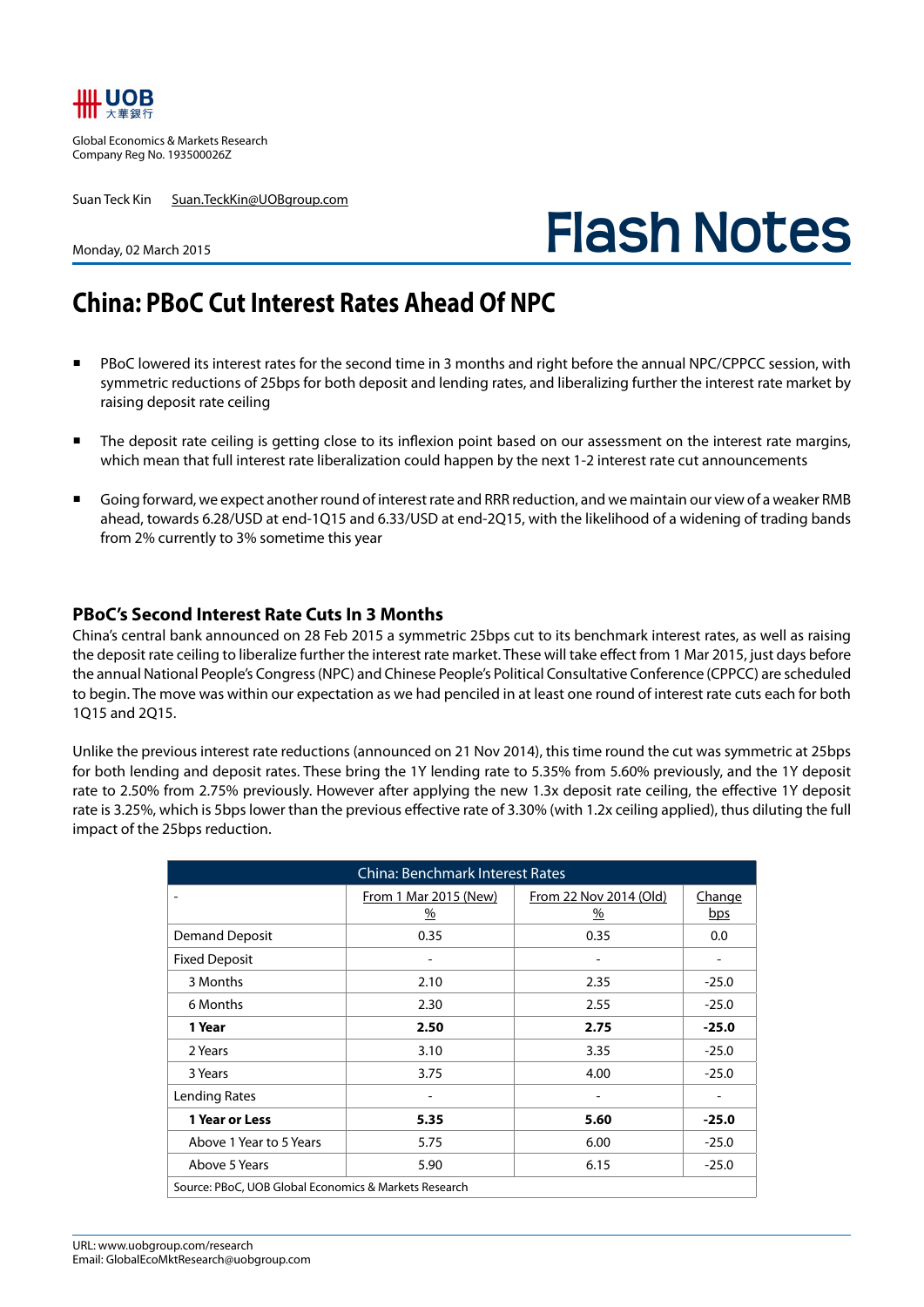UOB 大華銀行

Global Economics & Markets Research
Company Reg No. 193500026Z

Suan Teck Kin Suan.TeckKin@UOBgroup.com

Monday, 02 March 2015

# Flash Notes

## China: PBoC Cut Interest Rates Ahead Of NPC

- PBoC lowered its interest rates for the second time in 3 months and right before the annual NPC/CPPCC session, with symmetric reductions of 25bps for both deposit and lending rates, and liberalizing further the interest rate market by raising deposit rate ceiling
- The deposit rate ceiling is getting close to its inflexion point based on our assessment on the interest rate margins, which mean that full interest rate liberalization could happen by the next 1-2 interest rate cut announcements
- Going forward, we expect another round of interest rate and RRR reduction, and we maintain our view of a weaker RMB ahead, towards 6.28/USD at end-1Q15 and 6.33/USD at end-2Q15, with the likelihood of a widening of trading bands from 2% currently to 3% sometime this year

### PBoC's Second Interest Rate Cuts In 3 Months

China's central bank announced on 28 Feb 2015 a symmetric 25bps cut to its benchmark interest rates, as well as raising the deposit rate ceiling to liberalize further the interest rate market. These will take effect from 1 Mar 2015, just days before the annual National People's Congress (NPC) and Chinese People's Political Consultative Conference (CPPCC) are scheduled to begin. The move was within our expectation as we had penciled in at least one round of interest rate cuts each for both 1Q15 and 2Q15.

Unlike the previous interest rate reductions (announced on 21 Nov 2014), this time round the cut was symmetric at 25bps for both lending and deposit rates. These bring the 1Y lending rate to 5.35% from 5.60% previously, and the 1Y deposit rate to 2.50% from 2.75% previously. However after applying the new 1.3x deposit rate ceiling, the effective 1Y deposit rate is 3.25%, which is 5bps lower than the previous effective rate of 3.30% (with 1.2x ceiling applied), thus diluting the full impact of the 25bps reduction.

China: Benchmark Interest Rates

| - | From 1 Mar 2015 (New) % | From 22 Nov 2014 (Old) % | Change bps |
|---|---|---|---|
| Demand Deposit | 0.35 | 0.35 | 0.0 |
| Fixed Deposit | - | - | - |
| 3 Months | 2.10 | 2.35 | -25.0 |
| 6 Months | 2.30 | 2.55 | -25.0 |
| **1 Year** | **2.50** | **2.75** | **-25.0** |
| 2 Years | 3.10 | 3.35 | -25.0 |
| 3 Years | 3.75 | 4.00 | -25.0 |
| Lending Rates | - | - | - |
| **1 Year or Less** | **5.35** | **5.60** | **-25.0** |
| Above 1 Year to 5 Years | 5.75 | 6.00 | -25.0 |
| Above 5 Years | 5.90 | 6.15 | -25.0 |

Source: PBoC, UOB Global Economics & Markets Research

URL: www.uobgroup.com/research
Email: GlobalEcoMktResearch@uobgroup.com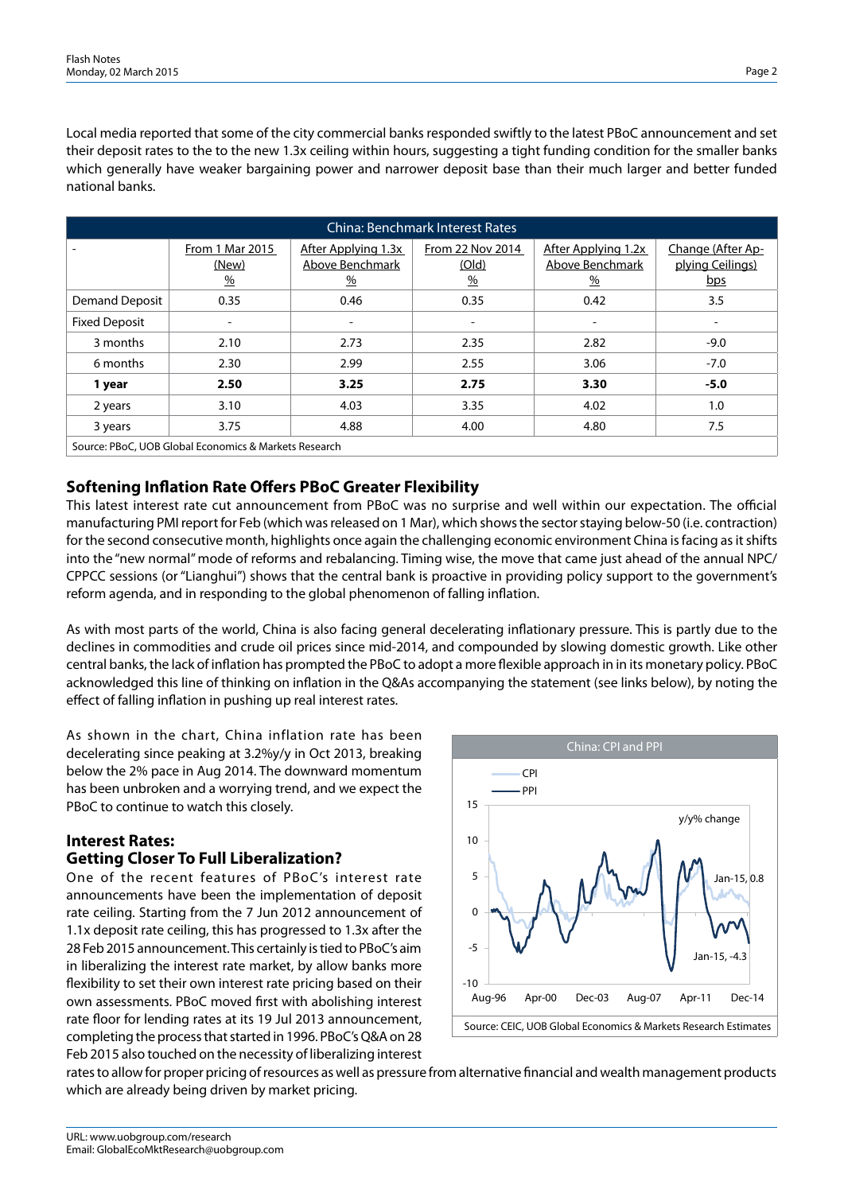Local media reported that some of the city commercial banks responded swiftly to the latest PBoC announcement and set their deposit rates to the to the new 1.3x ceiling within hours, suggesting a tight funding condition for the smaller banks which generally have weaker bargaining power and narrower deposit base than their much larger and better funded national banks.

| China: Benchmark Interest Rates | | | | | |
|---|---|---|---|---|---|
| - | From 1 Mar 2015 (New) % | After Applying 1.3x Above Benchmark % | From 22 Nov 2014 (Old) % | After Applying 1.2x Above Benchmark % | Change (After Applying Ceilings) bps |
| Demand Deposit | 0.35 | 0.46 | 0.35 | 0.42 | 3.5 |
| Fixed Deposit | - | - | - | - | - |
| 3 months | 2.10 | 2.73 | 2.35 | 2.82 | -9.0 |
| 6 months | 2.30 | 2.99 | 2.55 | 3.06 | -7.0 |
| **1 year** | **2.50** | **3.25** | **2.75** | **3.30** | **-5.0** |
| 2 years | 3.10 | 4.03 | 3.35 | 4.02 | 1.0 |
| 3 years | 3.75 | 4.88 | 4.00 | 4.80 | 7.5 |

Source: PBoC, UOB Global Economics & Markets Research

## Softening Inflation Rate Offers PBoC Greater Flexibility

This latest interest rate cut announcement from PBoC was no surprise and well within our expectation. The official manufacturing PMI report for Feb (which was released on 1 Mar), which shows the sector staying below-50 (i.e. contraction) for the second consecutive month, highlights once again the challenging economic environment China is facing as it shifts into the "new normal" mode of reforms and rebalancing. Timing wise, the move that came just ahead of the annual NPC/CPPCC sessions (or "Lianghui") shows that the central bank is proactive in providing policy support to the government's reform agenda, and in responding to the global phenomenon of falling inflation.

As with most parts of the world, China is also facing general decelerating inflationary pressure. This is partly due to the declines in commodities and crude oil prices since mid-2014, and compounded by slowing domestic growth. Like other central banks, the lack of inflation has prompted the PBoC to adopt a more flexible approach in in its monetary policy. PBoC acknowledged this line of thinking on inflation in the Q&As accompanying the statement (see links below), by noting the effect of falling inflation in pushing up real interest rates.

As shown in the chart, China inflation rate has been decelerating since peaking at 3.2%y/y in Oct 2013, breaking below the 2% pace in Aug 2014. The downward momentum has been unbroken and a worrying trend, and we expect the PBoC to continue to watch this closely.

China: CPI and PPI

Source: CEIC, UOB Global Economics & Markets Research Estimates

## Interest Rates: Getting Closer To Full Liberalization?

One of the recent features of PBoC's interest rate announcements have been the implementation of deposit rate ceiling. Starting from the 7 Jun 2012 announcement of 1.1x deposit rate ceiling, this has progressed to 1.3x after the 28 Feb 2015 announcement. This certainly is tied to PBoC's aim in liberalizing the interest rate market, by allow banks more flexibility to set their own interest rate pricing based on their own assessments. PBoC moved first with abolishing interest rate floor for lending rates at its 19 Jul 2013 announcement, completing the process that started in 1996. PBoC's Q&A on 28 Feb 2015 also touched on the necessity of liberalizing interest rates to allow for proper pricing of resources as well as pressure from alternative financial and wealth management products which are already being driven by market pricing.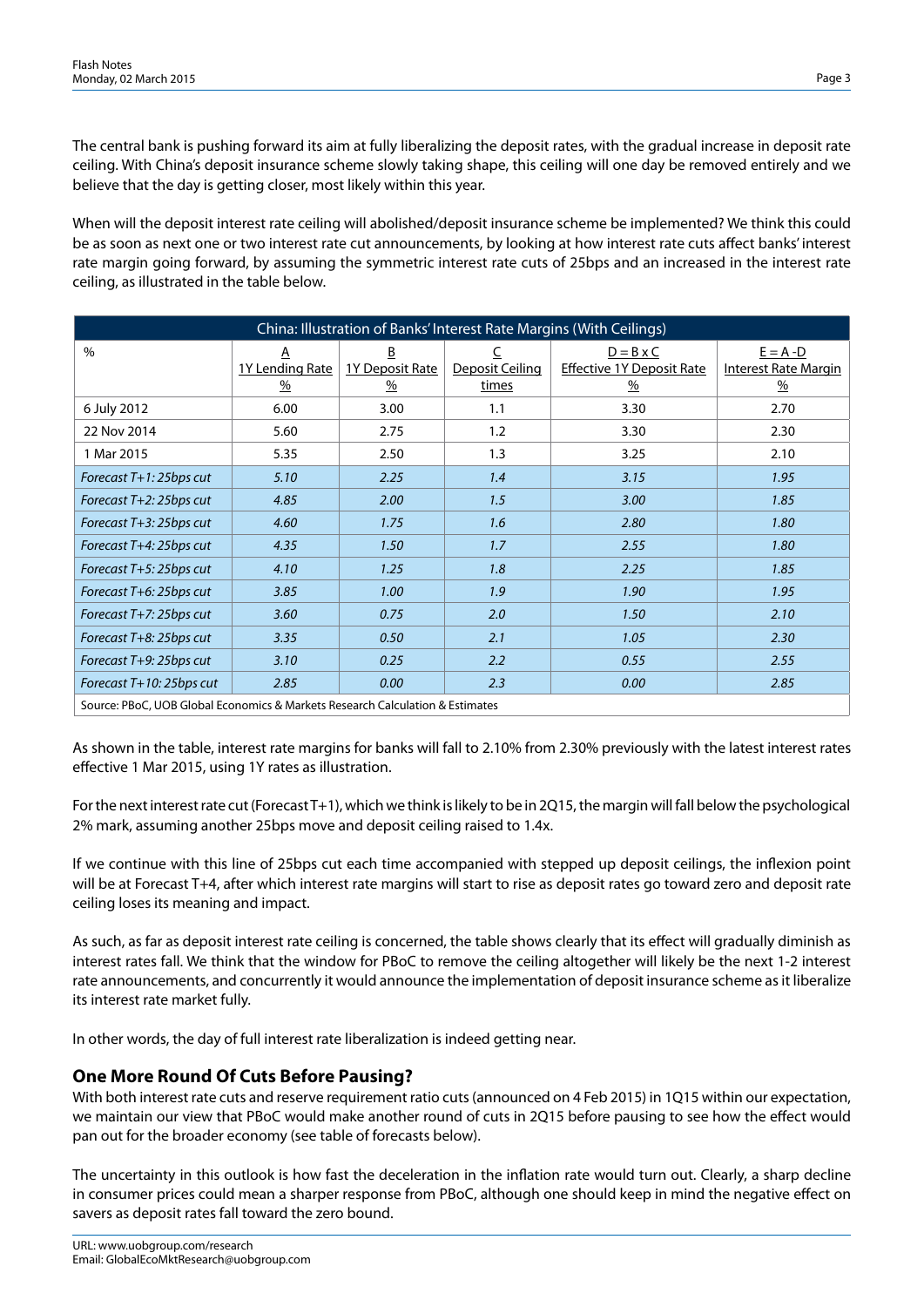The central bank is pushing forward its aim at fully liberalizing the deposit rates, with the gradual increase in deposit rate ceiling. With China's deposit insurance scheme slowly taking shape, this ceiling will one day be removed entirely and we believe that the day is getting closer, most likely within this year.

When will the deposit interest rate ceiling will abolished/deposit insurance scheme be implemented? We think this could be as soon as next one or two interest rate cut announcements, by looking at how interest rate cuts affect banks' interest rate margin going forward, by assuming the symmetric interest rate cuts of 25bps and an increased in the interest rate ceiling, as illustrated in the table below.

| China: Illustration of Banks' Interest Rate Margins (With Ceilings) | | | | | |
|---|---|---|---|---|---|
| % | A<br>1Y Lending Rate<br>% | B<br>1Y Deposit Rate<br>% | C<br>Deposit Ceiling<br>times | D = B x C<br>Effective 1Y Deposit Rate<br>% | E = A -D<br>Interest Rate Margin<br>% |
| 6 July 2012 | 6.00 | 3.00 | 1.1 | 3.30 | 2.70 |
| 22 Nov 2014 | 5.60 | 2.75 | 1.2 | 3.30 | 2.30 |
| 1 Mar 2015 | 5.35 | 2.50 | 1.3 | 3.25 | 2.10 |
| *Forecast T+1: 25bps cut* | *5.10* | *2.25* | *1.4* | *3.15* | *1.95* |
| *Forecast T+2: 25bps cut* | *4.85* | *2.00* | *1.5* | *3.00* | *1.85* |
| *Forecast T+3: 25bps cut* | *4.60* | *1.75* | *1.6* | *2.80* | *1.80* |
| *Forecast T+4: 25bps cut* | *4.35* | *1.50* | *1.7* | *2.55* | *1.80* |
| *Forecast T+5: 25bps cut* | *4.10* | *1.25* | *1.8* | *2.25* | *1.85* |
| *Forecast T+6: 25bps cut* | *3.85* | *1.00* | *1.9* | *1.90* | *1.95* |
| *Forecast T+7: 25bps cut* | *3.60* | *0.75* | *2.0* | *1.50* | *2.10* |
| *Forecast T+8: 25bps cut* | *3.35* | *0.50* | *2.1* | *1.05* | *2.30* |
| *Forecast T+9: 25bps cut* | *3.10* | *0.25* | *2.2* | *0.55* | *2.55* |
| *Forecast T+10: 25bps cut* | *2.85* | *0.00* | *2.3* | *0.00* | *2.85* |

Source: PBoC, UOB Global Economics & Markets Research Calculation & Estimates

As shown in the table, interest rate margins for banks will fall to 2.10% from 2.30% previously with the latest interest rates effective 1 Mar 2015, using 1Y rates as illustration.

For the next interest rate cut (Forecast T+1), which we think is likely to be in 2Q15, the margin will fall below the psychological 2% mark, assuming another 25bps move and deposit ceiling raised to 1.4x.

If we continue with this line of 25bps cut each time accompanied with stepped up deposit ceilings, the inflexion point will be at Forecast T+4, after which interest rate margins will start to rise as deposit rates go toward zero and deposit rate ceiling loses its meaning and impact.

As such, as far as deposit interest rate ceiling is concerned, the table shows clearly that its effect will gradually diminish as interest rates fall. We think that the window for PBoC to remove the ceiling altogether will likely be the next 1-2 interest rate announcements, and concurrently it would announce the implementation of deposit insurance scheme as it liberalize its interest rate market fully.

In other words, the day of full interest rate liberalization is indeed getting near.

## One More Round Of Cuts Before Pausing?

With both interest rate cuts and reserve requirement ratio cuts (announced on 4 Feb 2015) in 1Q15 within our expectation, we maintain our view that PBoC would make another round of cuts in 2Q15 before pausing to see how the effect would pan out for the broader economy (see table of forecasts below).

The uncertainty in this outlook is how fast the deceleration in the inflation rate would turn out. Clearly, a sharp decline in consumer prices could mean a sharper response from PBoC, although one should keep in mind the negative effect on savers as deposit rates fall toward the zero bound.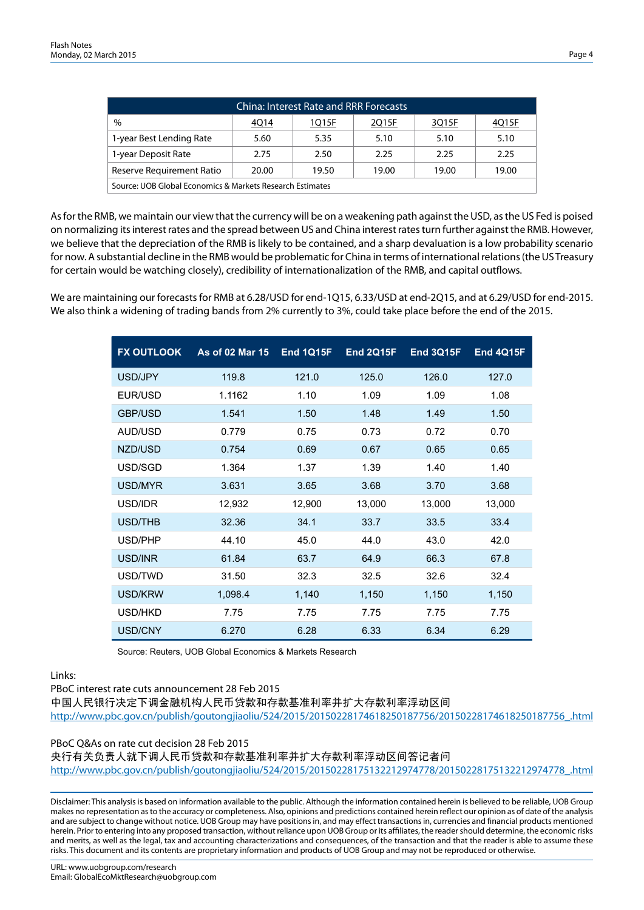| China: Interest Rate and RRR Forecasts | | | | | |
|---|---|---|---|---|---|
| % | 4Q14 | 1Q15F | 2Q15F | 3Q15F | 4Q15F |
| 1-year Best Lending Rate | 5.60 | 5.35 | 5.10 | 5.10 | 5.10 |
| 1-year Deposit Rate | 2.75 | 2.50 | 2.25 | 2.25 | 2.25 |
| Reserve Requirement Ratio | 20.00 | 19.50 | 19.00 | 19.00 | 19.00 |
| Source: UOB Global Economics & Markets Research Estimates | | | | | |

As for the RMB, we maintain our view that the currency will be on a weakening path against the USD, as the US Fed is poised on normalizing its interest rates and the spread between US and China interest rates turn further against the RMB. However, we believe that the depreciation of the RMB is likely to be contained, and a sharp devaluation is a low probability scenario for now. A substantial decline in the RMB would be problematic for China in terms of international relations (the US Treasury for certain would be watching closely), credibility of internationalization of the RMB, and capital outflows.

We are maintaining our forecasts for RMB at 6.28/USD for end-1Q15, 6.33/USD at end-2Q15, and at 6.29/USD for end-2015. We also think a widening of trading bands from 2% currently to 3%, could take place before the end of the 2015.

| FX OUTLOOK | As of 02 Mar 15 | End 1Q15F | End 2Q15F | End 3Q15F | End 4Q15F |
|---|---|---|---|---|---|
| USD/JPY | 119.8 | 121.0 | 125.0 | 126.0 | 127.0 |
| EUR/USD | 1.1162 | 1.10 | 1.09 | 1.09 | 1.08 |
| GBP/USD | 1.541 | 1.50 | 1.48 | 1.49 | 1.50 |
| AUD/USD | 0.779 | 0.75 | 0.73 | 0.72 | 0.70 |
| NZD/USD | 0.754 | 0.69 | 0.67 | 0.65 | 0.65 |
| USD/SGD | 1.364 | 1.37 | 1.39 | 1.40 | 1.40 |
| USD/MYR | 3.631 | 3.65 | 3.68 | 3.70 | 3.68 |
| USD/IDR | 12,932 | 12,900 | 13,000 | 13,000 | 13,000 |
| USD/THB | 32.36 | 34.1 | 33.7 | 33.5 | 33.4 |
| USD/PHP | 44.10 | 45.0 | 44.0 | 43.0 | 42.0 |
| USD/INR | 61.84 | 63.7 | 64.9 | 66.3 | 67.8 |
| USD/TWD | 31.50 | 32.3 | 32.5 | 32.6 | 32.4 |
| USD/KRW | 1,098.4 | 1,140 | 1,150 | 1,150 | 1,150 |
| USD/HKD | 7.75 | 7.75 | 7.75 | 7.75 | 7.75 |
| USD/CNY | 6.270 | 6.28 | 6.33 | 6.34 | 6.29 |

Source: Reuters, UOB Global Economics & Markets Research

Links:

PBoC interest rate cuts announcement 28 Feb 2015

中国人民银行决定下调金融机构人民币贷款和存款基准利率并扩大存款利率浮动区间

http://www.pbc.gov.cn/publish/goutongjiaoliu/524/2015/20150228174618250187756/20150228174618250187756_.html

PBoC Q&As on rate cut decision 28 Feb 2015

央行有关负责人就下调人民币贷款和存款基准利率并扩大存款利率浮动区间答记者问

http://www.pbc.gov.cn/publish/goutongjiaoliu/524/2015/20150228175132212974778/20150228175132212974778_.html

Disclaimer: This analysis is based on information available to the public. Although the information contained herein is believed to be reliable, UOB Group makes no representation as to the accuracy or completeness. Also, opinions and predictions contained herein reflect our opinion as of date of the analysis and are subject to change without notice. UOB Group may have positions in, and may effect transactions in, currencies and financial products mentioned herein. Prior to entering into any proposed transaction, without reliance upon UOB Group or its affiliates, the reader should determine, the economic risks and merits, as well as the legal, tax and accounting characterizations and consequences, of the transaction and that the reader is able to assume these risks. This document and its contents are proprietary information and products of UOB Group and may not be reproduced or otherwise.

URL: www.uobgroup.com/research
Email: GlobalEcoMktResearch@uobgroup.com